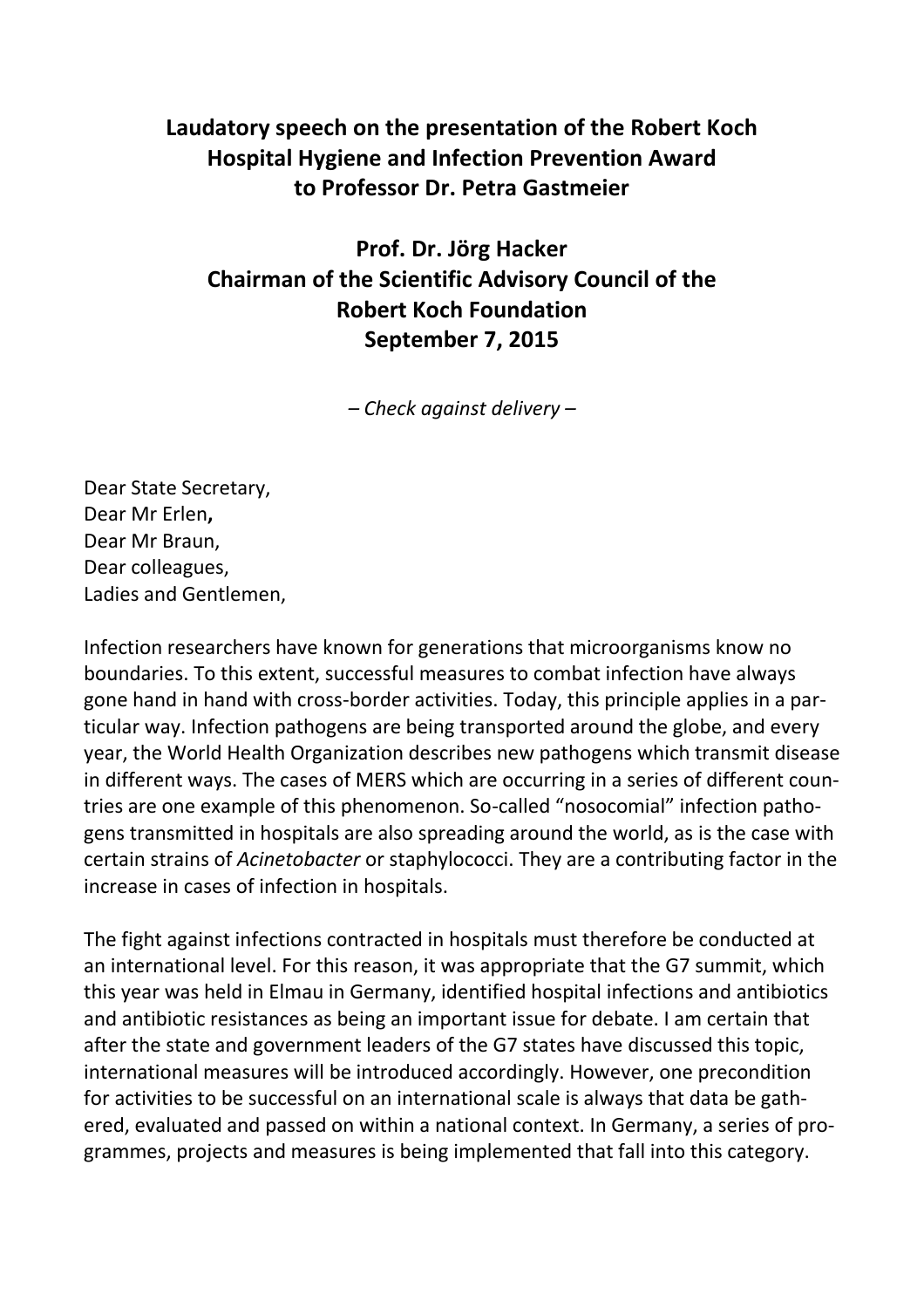# Laudatory speech on the presentation of the Robert Koch Hospital Hygiene and Infection Prevention Award to Professor Dr. Petra Gastmeier

## Prof. Dr. Jörg Hacker
## Chairman of the Scientific Advisory Council of the Robert Koch Foundation
## September 7, 2015

*– Check against delivery –*

Dear State Secretary,
Dear Mr Erlen**,**
Dear Mr Braun,
Dear colleagues,
Ladies and Gentlemen,

Infection researchers have known for generations that microorganisms know no boundaries. To this extent, successful measures to combat infection have always gone hand in hand with cross-border activities. Today, this principle applies in a particular way. Infection pathogens are being transported around the globe, and every year, the World Health Organization describes new pathogens which transmit disease in different ways. The cases of MERS which are occurring in a series of different countries are one example of this phenomenon. So-called "nosocomial" infection pathogens transmitted in hospitals are also spreading around the world, as is the case with certain strains of *Acinetobacter* or staphylococci. They are a contributing factor in the increase in cases of infection in hospitals.

The fight against infections contracted in hospitals must therefore be conducted at an international level. For this reason, it was appropriate that the G7 summit, which this year was held in Elmau in Germany, identified hospital infections and antibiotics and antibiotic resistances as being an important issue for debate. I am certain that after the state and government leaders of the G7 states have discussed this topic, international measures will be introduced accordingly. However, one precondition for activities to be successful on an international scale is always that data be gathered, evaluated and passed on within a national context. In Germany, a series of programmes, projects and measures is being implemented that fall into this category.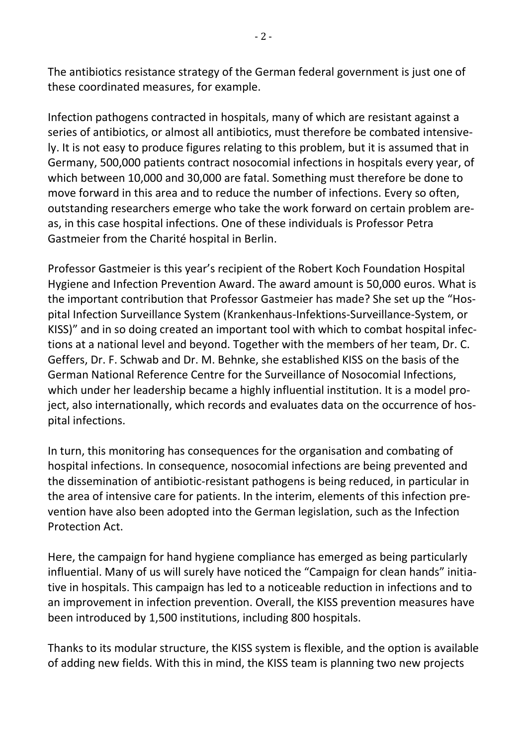The antibiotics resistance strategy of the German federal government is just one of these coordinated measures, for example.

Infection pathogens contracted in hospitals, many of which are resistant against a series of antibiotics, or almost all antibiotics, must therefore be combated intensively. It is not easy to produce figures relating to this problem, but it is assumed that in Germany, 500,000 patients contract nosocomial infections in hospitals every year, of which between 10,000 and 30,000 are fatal. Something must therefore be done to move forward in this area and to reduce the number of infections. Every so often, outstanding researchers emerge who take the work forward on certain problem areas, in this case hospital infections. One of these individuals is Professor Petra Gastmeier from the Charité hospital in Berlin.

Professor Gastmeier is this year's recipient of the Robert Koch Foundation Hospital Hygiene and Infection Prevention Award. The award amount is 50,000 euros. What is the important contribution that Professor Gastmeier has made? She set up the "Hospital Infection Surveillance System (Krankenhaus-Infektions-Surveillance-System, or KISS)" and in so doing created an important tool with which to combat hospital infections at a national level and beyond. Together with the members of her team, Dr. C. Geffers, Dr. F. Schwab and Dr. M. Behnke, she established KISS on the basis of the German National Reference Centre for the Surveillance of Nosocomial Infections, which under her leadership became a highly influential institution. It is a model project, also internationally, which records and evaluates data on the occurrence of hospital infections.

In turn, this monitoring has consequences for the organisation and combating of hospital infections. In consequence, nosocomial infections are being prevented and the dissemination of antibiotic-resistant pathogens is being reduced, in particular in the area of intensive care for patients. In the interim, elements of this infection prevention have also been adopted into the German legislation, such as the Infection Protection Act.

Here, the campaign for hand hygiene compliance has emerged as being particularly influential. Many of us will surely have noticed the "Campaign for clean hands" initiative in hospitals. This campaign has led to a noticeable reduction in infections and to an improvement in infection prevention. Overall, the KISS prevention measures have been introduced by 1,500 institutions, including 800 hospitals.

Thanks to its modular structure, the KISS system is flexible, and the option is available of adding new fields. With this in mind, the KISS team is planning two new projects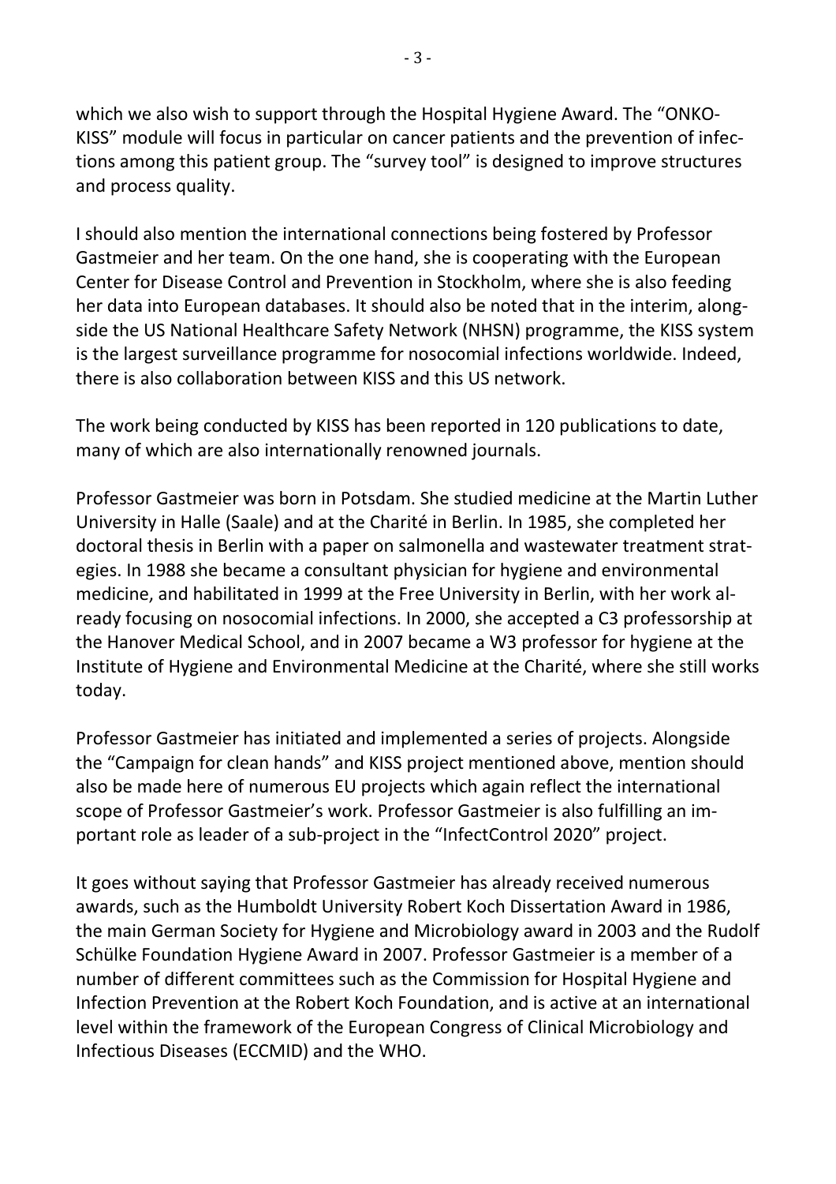which we also wish to support through the Hospital Hygiene Award. The "ONKO-KISS" module will focus in particular on cancer patients and the prevention of infections among this patient group. The "survey tool" is designed to improve structures and process quality.

I should also mention the international connections being fostered by Professor Gastmeier and her team. On the one hand, she is cooperating with the European Center for Disease Control and Prevention in Stockholm, where she is also feeding her data into European databases. It should also be noted that in the interim, alongside the US National Healthcare Safety Network (NHSN) programme, the KISS system is the largest surveillance programme for nosocomial infections worldwide. Indeed, there is also collaboration between KISS and this US network.

The work being conducted by KISS has been reported in 120 publications to date, many of which are also internationally renowned journals.

Professor Gastmeier was born in Potsdam. She studied medicine at the Martin Luther University in Halle (Saale) and at the Charité in Berlin. In 1985, she completed her doctoral thesis in Berlin with a paper on salmonella and wastewater treatment strategies. In 1988 she became a consultant physician for hygiene and environmental medicine, and habilitated in 1999 at the Free University in Berlin, with her work already focusing on nosocomial infections. In 2000, she accepted a C3 professorship at the Hanover Medical School, and in 2007 became a W3 professor for hygiene at the Institute of Hygiene and Environmental Medicine at the Charité, where she still works today.

Professor Gastmeier has initiated and implemented a series of projects. Alongside the "Campaign for clean hands" and KISS project mentioned above, mention should also be made here of numerous EU projects which again reflect the international scope of Professor Gastmeier's work. Professor Gastmeier is also fulfilling an important role as leader of a sub-project in the "InfectControl 2020" project.

It goes without saying that Professor Gastmeier has already received numerous awards, such as the Humboldt University Robert Koch Dissertation Award in 1986, the main German Society for Hygiene and Microbiology award in 2003 and the Rudolf Schülke Foundation Hygiene Award in 2007. Professor Gastmeier is a member of a number of different committees such as the Commission for Hospital Hygiene and Infection Prevention at the Robert Koch Foundation, and is active at an international level within the framework of the European Congress of Clinical Microbiology and Infectious Diseases (ECCMID) and the WHO.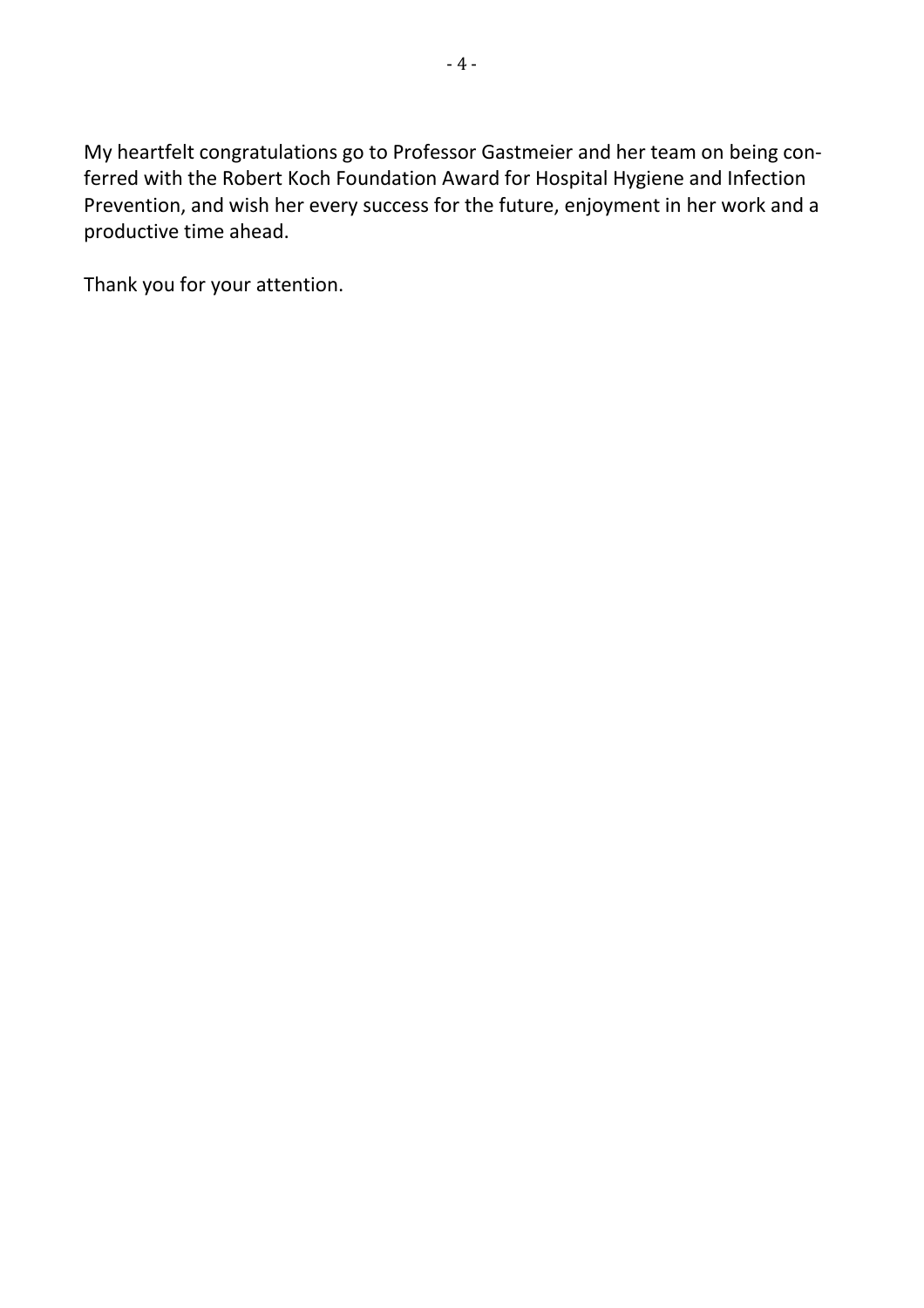My heartfelt congratulations go to Professor Gastmeier and her team on being conferred with the Robert Koch Foundation Award for Hospital Hygiene and Infection Prevention, and wish her every success for the future, enjoyment in her work and a productive time ahead.

Thank you for your attention.